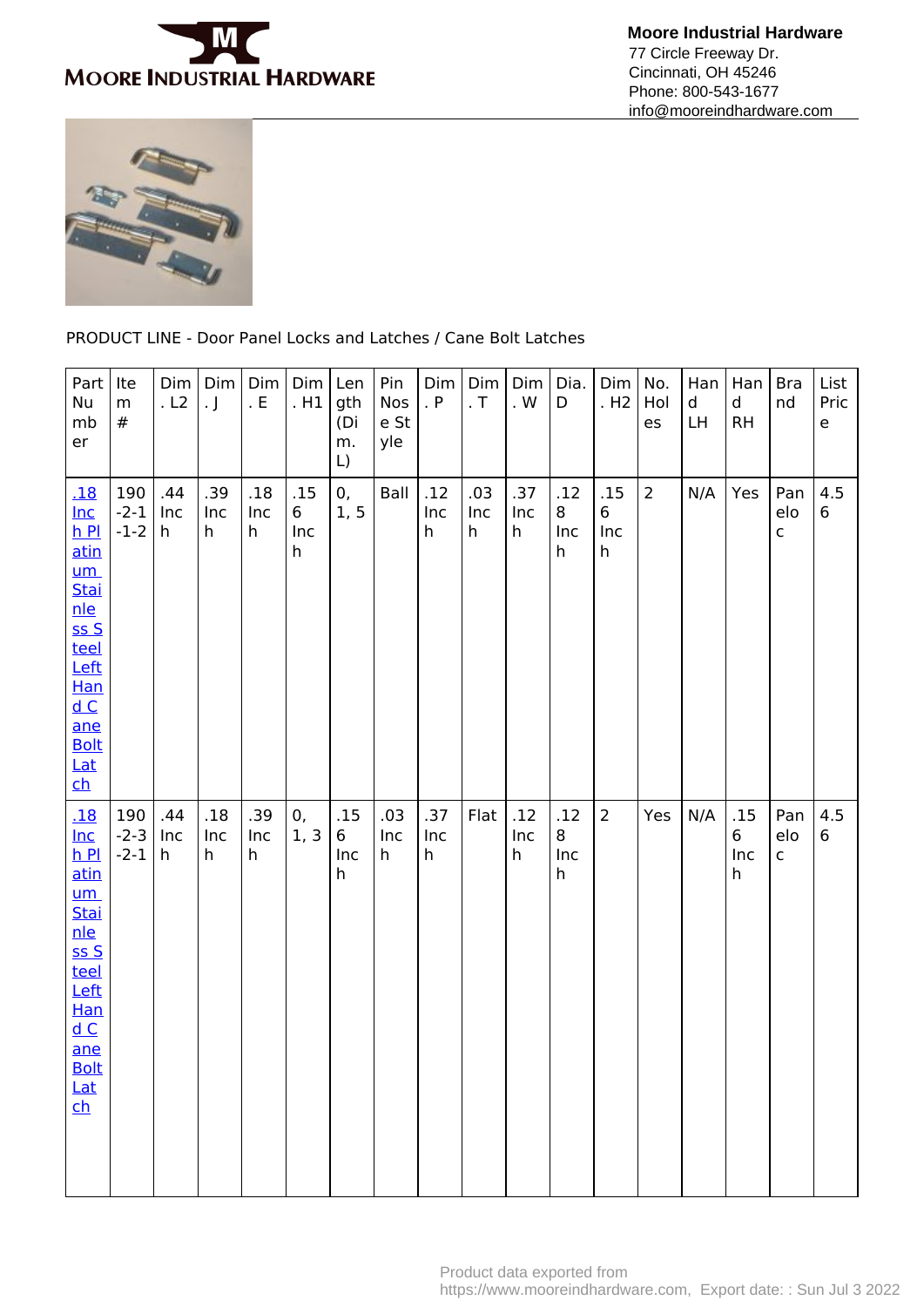**Moore Industrial Hardware**
77 Circle Freeway Dr.
Cincinnati, OH 45246
Phone: 800-543-1677
info@mooreindhardware.com

PRODUCT LINE - Door Panel Locks and Latches / Cane Bolt Latches

| Part Number | Item # | Dim. L2 | Dim. J | Dim. E | Dim. H1 | Length (Dim. L) | Pin Nose Style | Dim. P | Dim. T | Dim. W | Dia. D | Dim. H2 | No. Holes | Hand LH | Hand RH | Brand | List Price |
|---|---|---|---|---|---|---|---|---|---|---|---|---|---|---|---|---|---|
| .18 Inch Platinum Stainless Steel Left Hand Cane Bolt Latch | 190-2-1-1-2 | .44 Inch | .39 Inch | .18 Inch | .156 Inch | 0, 1, 5 | Ball | .12 Inch | .03 Inch | .37 Inch | .128 Inch | .156 Inch | 2 | N/A | Yes | Panelоc | 4.56 |
| .18 Inch Platinum Stainless Steel Left Hand Cane Bolt Latch | 190-2-3-2-1 | .44 Inch | .18 Inch | .39 Inch | 0, 1, 3 | .156 Inch | .03 Inch | .37 Inch | Flat | .12 Inch | .128 Inch | 2 | Yes | N/A | .156 Inch | Panelоc | 4.56 |

Product data exported from https://www.mooreindhardware.com, Export date: : Sun Jul 3 2022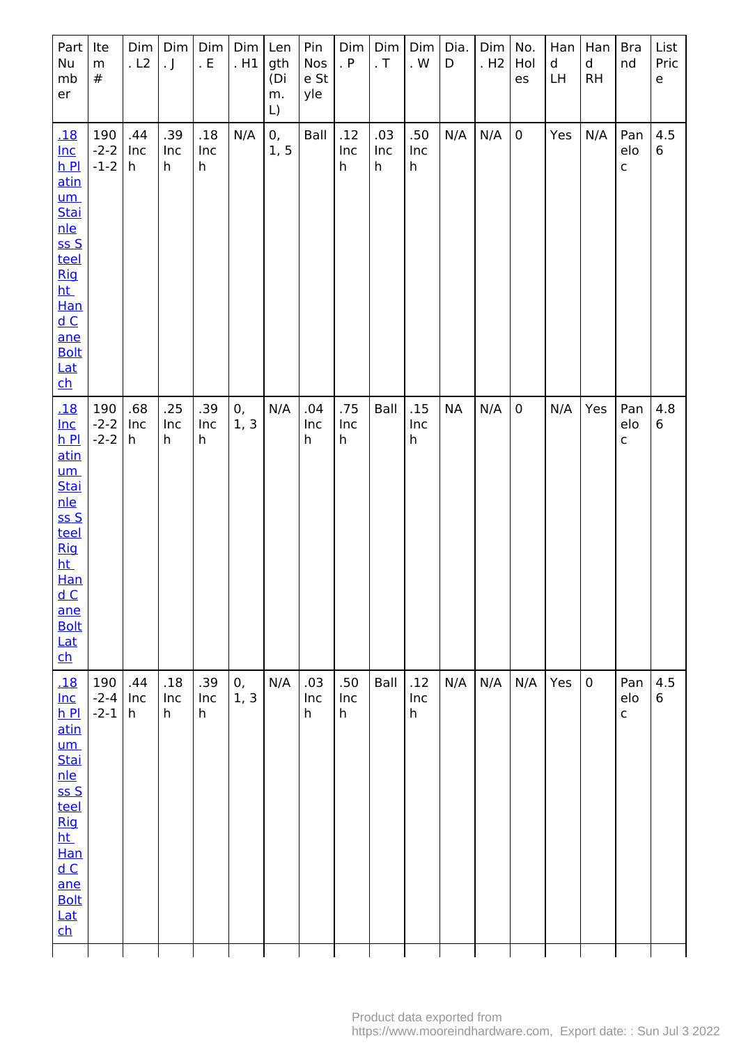| Part Number | Item # | Dim. L2 | Dim. J | Dim. E | Dim. H1 | Length (Dim. L) | Pin Nose Style | Dim. P | Dim. T | Dim. W | Dia. D | Dim. H2 | No. Holes | Hand LH | Hand RH | Brand | List Price |
|---|---|---|---|---|---|---|---|---|---|---|---|---|---|---|---|---|---|
| .18 Inch Platinum Stainless Steel Right Hand Cane Bolt Latch | 190-2-2-1-2 | .44 Inch | .39 Inch | .18 Inch | N/A | 0, 1, 5 | Ball | .12 Inch | .03 Inch | .50 Inch | N/A | N/A | 0 | Yes | N/A | Panelo c | 4.56 |
| .18 Inch Platinum Stainless Steel Right Hand Cane Bolt Latch | 190-2-2-2-2 | .68 Inch | .25 Inch | .39 Inch | 0, 1, 3 | N/A | .04 Inch | .75 Inch | Ball | .15 Inch | NA | N/A | 0 | N/A | Yes | Panelo c | 4.86 |
| .18 Inch Platinum Stainless Steel Right Hand Cane Bolt Latch | 190-2-4-2-1 | .44 Inch | .18 Inch | .39 Inch | 0, 1, 3 | N/A | .03 Inch | .50 Inch | Ball | .12 Inch | N/A | N/A | N/A | Yes | 0 | Panelo c | 4.56 |
| | | | | | | | | | | | | | | | | | |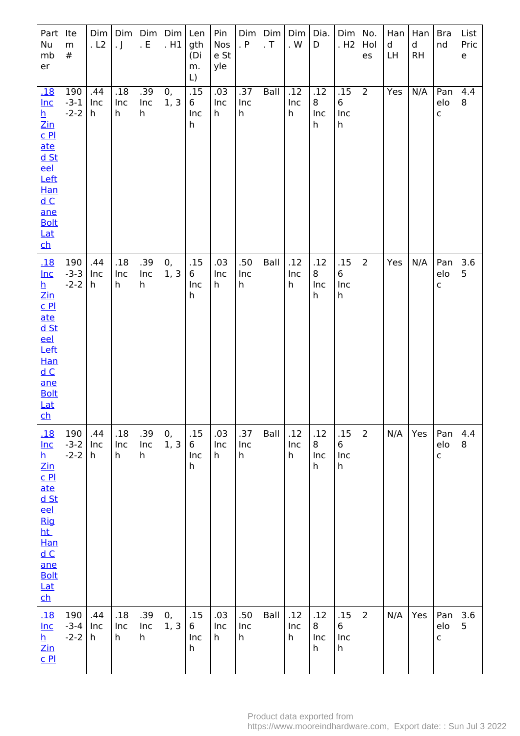| Part Number | Item # | Dim. L2 | Dim. J | Dim. E | Dim. H1 | Length (Dim. L) | Pin Nose Style | Dim. P | Dim. T | Dim. W | Dia. D | Dim. H2 | No. Holes | Hand LH | Hand RH | Brand | List Price |
|---|---|---|---|---|---|---|---|---|---|---|---|---|---|---|---|---|---|
| .18 Inch Zinc Plated Steel Left Hand Cane Bolt Latch | 190-3-1-2-2 | .44 Inch | .18 Inch | .39 Inch | 0, 1, 3 | .156 Inch | .03 Inch | .37 Inch | Ball | .12 Inch | .128 Inch | .156 Inch | 2 | Yes | N/A | Paneloc | 4.48 |
| .18 Inch Zinc Plated Steel Left Hand Cane Bolt Latch | 190-3-3-2-2 | .44 Inch | .18 Inch | .39 Inch | 0, 1, 3 | .156 Inch | .03 Inch | .50 Inch | Ball | .12 Inch | .128 Inch | .156 Inch | 2 | Yes | N/A | Paneloc | 3.65 |
| .18 Inch Zinc Plated Steel Right Hand Cane Bolt Latch | 190-3-2-2-2 | .44 Inch | .18 Inch | .39 Inch | 0, 1, 3 | .156 Inch | .03 Inch | .37 Inch | Ball | .12 Inch | .128 Inch | .156 Inch | 2 | N/A | Yes | Paneloc | 4.48 |
| .18 Inch Zinc Pl | 190-3-4-2-2 | .44 Inch | .18 Inch | .39 Inch | 0, 1, 3 | .156 Inch | .03 Inch | .50 Inch | Ball | .12 Inch | .128 Inch | .156 Inch | 2 | N/A | Yes | Paneloc | 3.65 |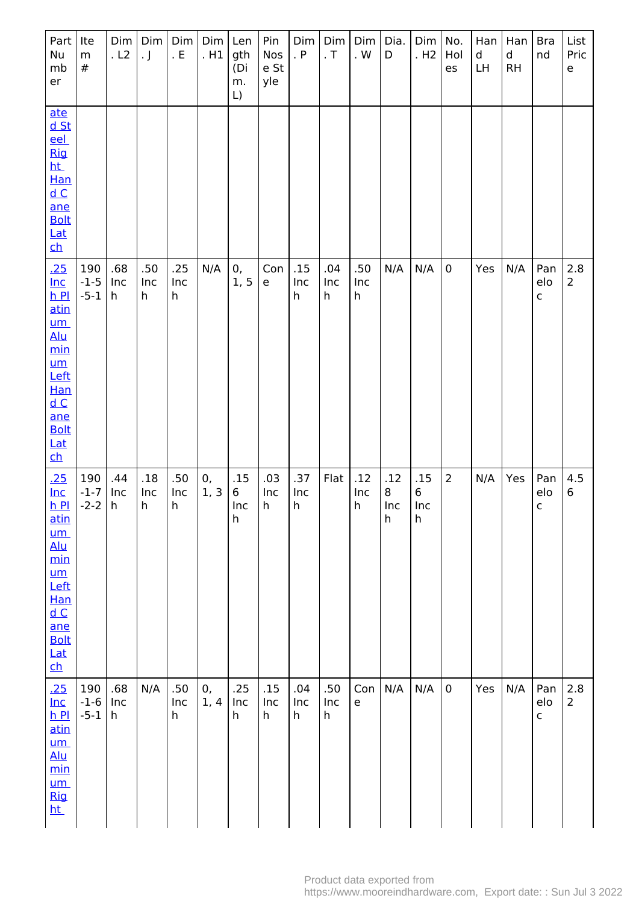| Part Number | Item # | Dim. L2 | Dim. J | Dim. E | Dim. H1 | Length (Dim. L) | Pin Nose Style | Dim. P | Dim. T | Dim. W | Dia. D | Dim. H2 | No. Holes | Hand LH | Hand RH | Brand | List Price |
|---|---|---|---|---|---|---|---|---|---|---|---|---|---|---|---|---|---|
| ated Steel Right Hand Cane Bolt Latch | | | | | | | | | | | | | | | | | |
| .25 Inch Platinum Aluminum Left Hand Cane Bolt Latch | 190-1-5-5-1 | .68 Inch | .50 Inch | .25 Inch | N/A | 0, 1, 5 | Cone | .15 Inch | .04 Inch | .50 Inch | N/A | N/A | 0 | Yes | N/A | Panelo c | 2.82 |
| .25 Inch Platinum Aluminum Left Hand Cane Bolt Latch | 190-1-7-2-2 | .44 Inch | .18 Inch | .50 Inch | 0, 1, 3 | .156 Inch | .03 Inch | .37 Inch | Flat | .12 Inch | .128 Inch | .156 Inch | 2 | N/A | Yes | Panelo c | 4.56 |
| .25 Inch Platinum Aluminum Right | 190-1-6-5-1 | .68 Inch | N/A | .50 Inch | 0, 1, 4 | .25 Inch | .15 Inch | .04 Inch | .50 Inch | Cone | N/A | N/A | 0 | Yes | N/A | Panelo c | 2.82 |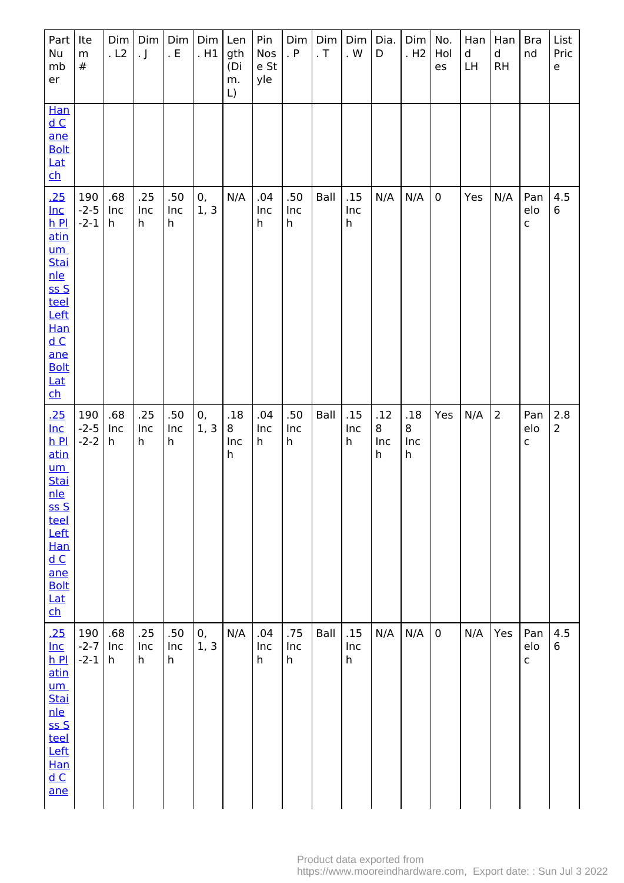| Part Number | Item # | Dim. L2 | Dim. J | Dim. E | Dim. H1 | Length (Dim. L) | Pin Nose Style | Dim. P | Dim. T | Dim. W | Dia. D | Dim. H2 | No. Holes | Hand LH | Hand RH | Brand | List Price |
|---|---|---|---|---|---|---|---|---|---|---|---|---|---|---|---|---|---|
| Hand Cane Bolt Latch | | | | | | | | | | | | | | | | | |
| .25 Inch Platinum Stainless Steel Left Hand Cane Bolt Latch | 190-2-5-2-1 | .68 Inch | .25 Inch | .50 Inch | 0, 1, 3 | N/A | .04 Inch | .50 Inch | Ball | .15 Inch | N/A | N/A | 0 | Yes | N/A | Panelo c | 4.56 |
| .25 Inch Platinum Stainless Steel Left Hand Cane Bolt Latch | 190-2-5-2-2 | .68 Inch | .25 Inch | .50 Inch | 0, 1, 3 | .188 Inch | .04 Inch | .50 Inch | Ball | .15 Inch | .128 Inch | .188 Inch | Yes | N/A | 2 | Panelo c | 2.82 |
| .25 Inch Platinum Stainless Steel Left Hand Cane | 190-2-7-2-1 | .68 Inch | .25 Inch | .50 Inch | 0, 1, 3 | N/A | .04 Inch | .75 Inch | Ball | .15 Inch | N/A | N/A | 0 | N/A | Yes | Panelo c | 4.56 |

Product data exported from https://www.mooreindhardware.com, Export date: : Sun Jul 3 2022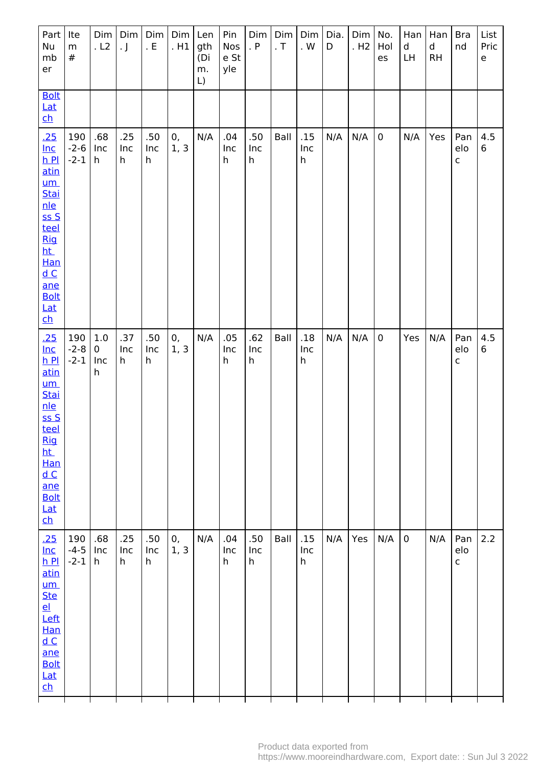| Part Number | Item # | Dim. L2 | Dim. J | Dim. E | Dim. H1 | Length (Dim. L) | Pin Nose Style | Dim. P | Dim. T | Dim. W | Dia. D | Dim. H2 | No. Holes | Hand LH | Hand RH | Brand | List Price |
|---|---|---|---|---|---|---|---|---|---|---|---|---|---|---|---|---|---|
| Bolt Latch | | | | | | | | | | | | | | | | | |
| .25 Inch Platinum Stainless Steel Right Hand Cane Bolt Latch | 190-2-6-2-1 | .68 Inch | .25 Inch | .50 Inch | 0, 1, 3 | N/A | .04 Inch | .50 Inch | Ball | .15 Inch | N/A | N/A | 0 | N/A | Yes | Panelo c | 4.56 |
| .25 Inch Platinum Stainless Steel Right Hand Cane Bolt Latch | 190-2-8-2-1 | 1.00 Inch | .37 Inch | .50 Inch | 0, 1, 3 | N/A | .05 Inch | .62 Inch | Ball | .18 Inch | N/A | N/A | 0 | Yes | N/A | Panelo c | 4.56 |
| .25 Inch Platinum Steel Left Hand Cane Bolt Latch | 190-4-5-2-1 | .68 Inch | .25 Inch | .50 Inch | 0, 1, 3 | N/A | .04 Inch | .50 Inch | Ball | .15 Inch | N/A | Yes | N/A | 0 | N/A | Panelo c | 2.2 |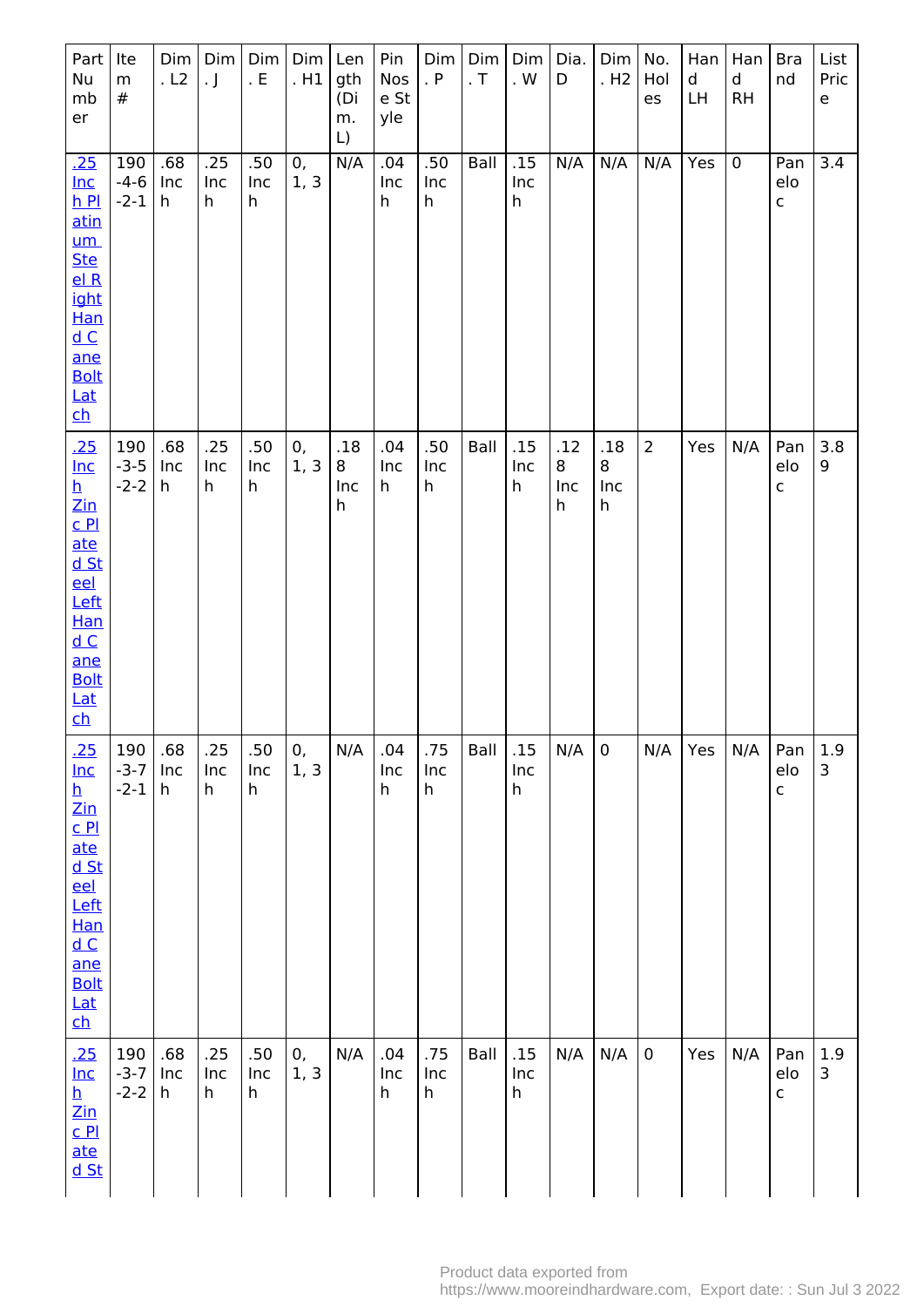| Part Number | Item # | Dim. L2 | Dim. J | Dim. E | Dim. H1 | Length (Dim. L) | Pin Nose Style | Dim. P | Dim. T | Dim. W | Dia. D | Dim. H2 | No. Holes | Hand LH | Hand RH | Brand | List Price |
|---|---|---|---|---|---|---|---|---|---|---|---|---|---|---|---|---|---|
| .25 Inch Platinum Steel Right Hand Cane Bolt Latch | 190-4-6-2-1 | .68 Inch | .25 Inch | .50 Inch | 0, 1, 3 | N/A | .04 Inch | .50 Inch | Ball | .15 Inch | N/A | N/A | N/A | Yes | 0 | Panelo c | 3.4 |
| .25 Inch Zinc Plated Steel Left Hand Cane Bolt Latch | 190-3-5-2-2 | .68 Inch | .25 Inch | .50 Inch | 0, 1, 3 | .188 Inch | .04 Inch | .50 Inch | Ball | .15 Inch | .128 Inch | .188 Inch | 2 | Yes | N/A | Panelo c | 3.89 |
| .25 Inch Zinc Plated Steel Left Hand Cane Bolt Latch | 190-3-7-2-1 | .68 Inch | .25 Inch | .50 Inch | 0, 1, 3 | N/A | .04 Inch | .75 Inch | Ball | .15 Inch | N/A | 0 | N/A | Yes | N/A | Panelo c | 1.93 |
| .25 Inch Zinc Plated St | 190-3-7-2-2 | .68 Inch | .25 Inch | .50 Inch | 0, 1, 3 | N/A | .04 Inch | .75 Inch | Ball | .15 Inch | N/A | N/A | 0 | Yes | N/A | Panelo c | 1.93 |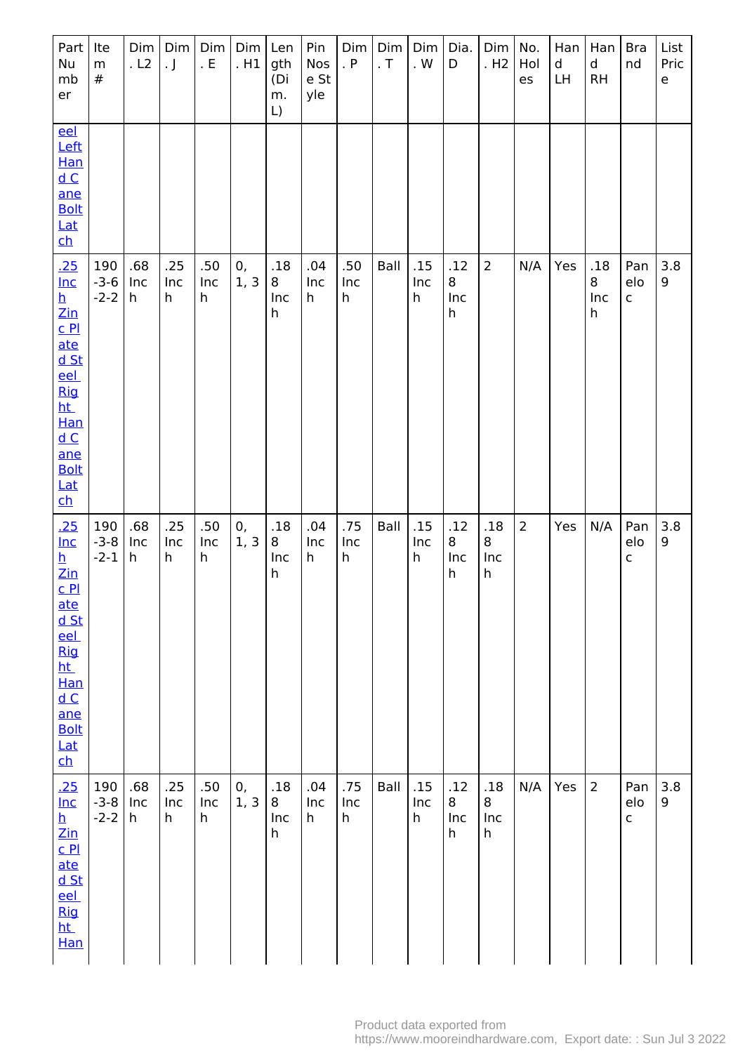| Part Number | Item # | Dim. L2 | Dim. J | Dim. E | Dim. H1 | Length (Dim. L) | Pin Nose Style | Dim. P | Dim. T | Dim. W | Dia. D | Dim. H2 | No. Holes | Hand LH | Hand RH | Brand | List Price |
|---|---|---|---|---|---|---|---|---|---|---|---|---|---|---|---|---|---|
| eel Left Hand Cane Bolt Latch | | | | | | | | | | | | | | | | | |
| .25 Inch Zinc Plated Steel Right Hand Cane Bolt Latch | 190-3-6-2-2 | .68 Inch | .25 Inch | .50 Inch | 0, 1, 3 | .188 Inch | .04 Inch | .50 Inch | Ball | .15 Inch | .128 Inch | 2 | N/A | Yes | .188 Inch | Paneloc | 3.89 |
| .25 Inch Zinc Plated Steel Right Hand Cane Bolt Latch | 190-3-8-2-1 | .68 Inch | .25 Inch | .50 Inch | 0, 1, 3 | .188 Inch | .04 Inch | .75 Inch | Ball | .15 Inch | .128 Inch | .188 Inch | 2 | Yes | N/A | Paneloc | 3.89 |
| .25 Inch Zinc Plated Steel Right Han | 190-3-8-2-2 | .68 Inch | .25 Inch | .50 Inch | 0, 1, 3 | .188 Inch | .04 Inch | .75 Inch | Ball | .15 Inch | .128 Inch | .188 Inch | N/A | Yes | 2 | Paneloc | 3.89 |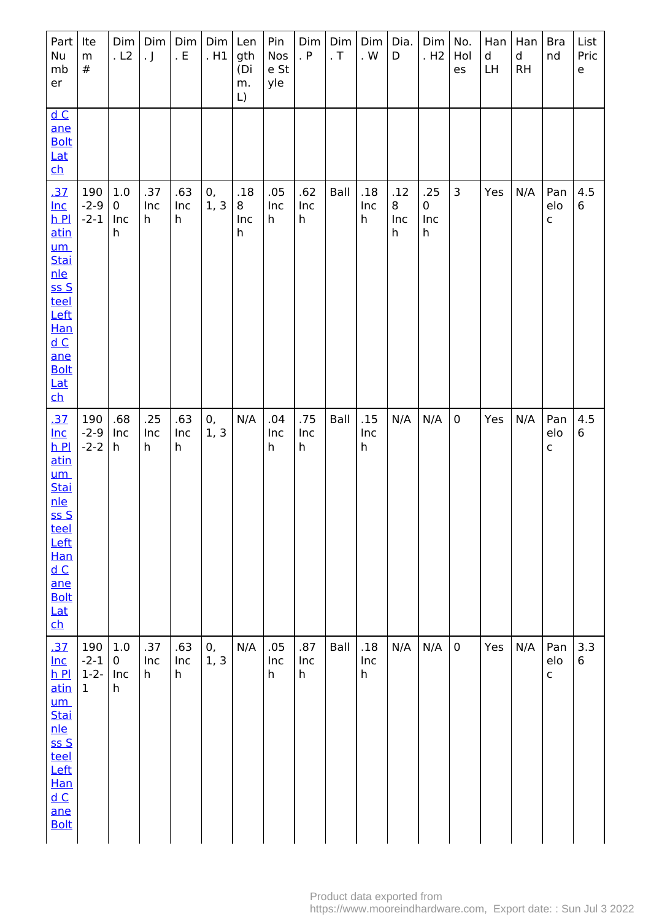| Part Number | Item # | Dim. L2 | Dim. J | Dim. E | Dim. H1 | Length (Dim. L) | Pin Nose Style | Dim. P | Dim. T | Dim. W | Dia. D | Dim. H2 | No. Holes | Hand LH | Hand RH | Brand | List Price |
|---|---|---|---|---|---|---|---|---|---|---|---|---|---|---|---|---|---|
| d Cane Bolt Latch | | | | | | | | | | | | | | | | | |
| .37 Inch Platinum Stainless Steel Left Hand Cane Bolt Latch | 190-2-9-2-1 | 1.00 Inch | .37 Inch | .63 Inch | 0, 1, 3 | .188 Inch | .05 Inch | .62 Inch | Ball | .18 Inch | .128 Inch | .250 Inch | 3 | Yes | N/A | Panelo c | 4.56 |
| .37 Inch Platinum Stainless Steel Left Hand Cane Bolt Latch | 190-2-9-2-2 | .68 Inch | .25 Inch | .63 Inch | 0, 1, 3 | N/A | .04 Inch | .75 Inch | Ball | .15 Inch | N/A | N/A | 0 | Yes | N/A | Panelo c | 4.56 |
| .37 Inch Platinum Stainless Steel Left Hand Cane Bolt | 190-2-11-2-11 | 1.00 Inch | .37 Inch | .63 Inch | 0, 1, 3 | N/A | .05 Inch | .87 Inch | Ball | .18 Inch | N/A | N/A | 0 | Yes | N/A | Panelo c | 3.36 |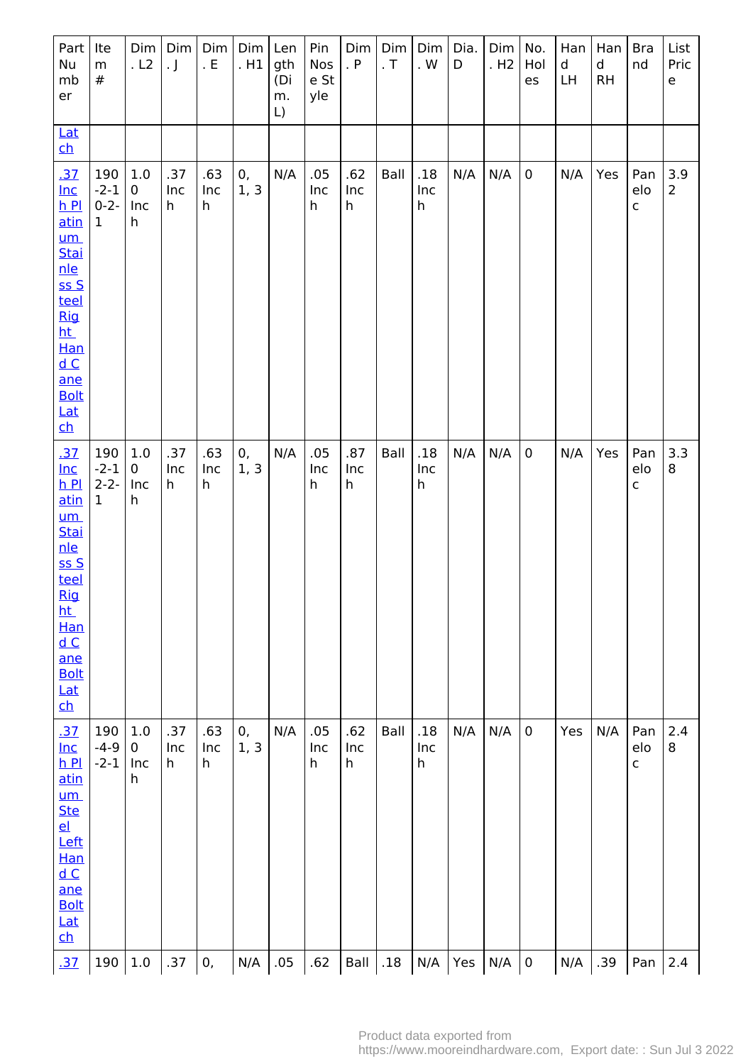| Part Number | Item # | Dim. L2 | Dim. J | Dim. E | Dim. H1 | Length (Dim. L) | Pin Nose Style | Dim. P | Dim. T | Dim. W | Dia. D | Dim. H2 | No. Holes | Hand LH | Hand RH | Brand | List Price |
|---|---|---|---|---|---|---|---|---|---|---|---|---|---|---|---|---|---|
| Latch | | | | | | | | | | | | | | | | | |
| .37 Inch Platinum Stainless Steel Right Hand Cane Bolt Latch | 190-2-10-2-1 | 1.00 Inch | .37 Inch | .63 Inch | 0, 1, 3 | N/A | .05 Inch | .62 Inch | Ball | .18 Inch | N/A | N/A | 0 | N/A | Yes | Paneloc | 3.92 |
| .37 Inch Platinum Stainless Steel Right Hand Cane Bolt Latch | 190-2-12-2-1 | 1.00 Inch | .37 Inch | .63 Inch | 0, 1, 3 | N/A | .05 Inch | .87 Inch | Ball | .18 Inch | N/A | N/A | 0 | N/A | Yes | Paneloc | 3.38 |
| .37 Inch Platinum Steel Left Hand Cane Bolt Latch | 190-4-9-2-1 | 1.00 Inch | .37 Inch | .63 Inch | 0, 1, 3 | N/A | .05 Inch | .62 Inch | Ball | .18 Inch | N/A | N/A | 0 | Yes | N/A | Paneloc | 2.48 |
| .37 | 190 | 1.0 | .37 | 0, | N/A | .05 | .62 | Ball | .18 | N/A | Yes | N/A | 0 | N/A | .39 | Pan | 2.4 |

Product data exported from https://www.mooreindhardware.com, Export date: : Sun Jul 3 2022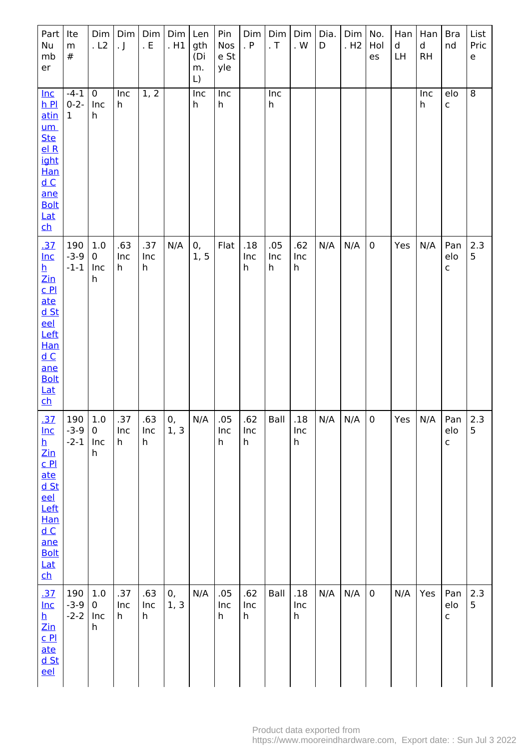| Part Number | Item # | Dim. L2 | Dim. J | Dim. E | Dim. H1 | Length (Dim. L) | Pin Nose Style | Dim. P | Dim. T | Dim. W | Dia. D | Dim. H2 | No. Holes | Hand LH | Hand RH | Brand | List Price |
|---|---|---|---|---|---|---|---|---|---|---|---|---|---|---|---|---|---|
| Inch Platinum Steel Right Hand Cane Bolt Latch | -4-10-2-1 | 0 Inch | Inch | 1, 2 | | Inch | Inch | | Inch | | | | | | Inch | eloc | 8 |
| .37 Inch Zinc Plated Steel Left Hand Cane Bolt Latch | 190-3-9-1-1 | 1.00 Inch | .63 Inch | .37 Inch | N/A | 0, 1, 5 | Flat | .18 Inch | .05 Inch | .62 Inch | N/A | N/A | 0 | Yes | N/A | Panelooc | 2.35 |
| .37 Inch Zinc Plated Steel Left Hand Cane Bolt Latch | 190-3-9-2-1 | 1.00 Inch | .37 Inch | .63 Inch | 0, 1, 3 | N/A | .05 Inch | .62 Inch | Ball | .18 Inch | N/A | N/A | 0 | Yes | N/A | Panelooc | 2.35 |
| .37 Inch Zinc Plated Steel | 190-3-9-2-2 | 1.00 Inch | .37 Inch | .63 Inch | 0, 1, 3 | N/A | .05 Inch | .62 Inch | Ball | .18 Inch | N/A | N/A | 0 | N/A | Yes | Panelooc | 2.35 |

Product data exported from https://www.mooreindhardware.com, Export date: : Sun Jul 3 2022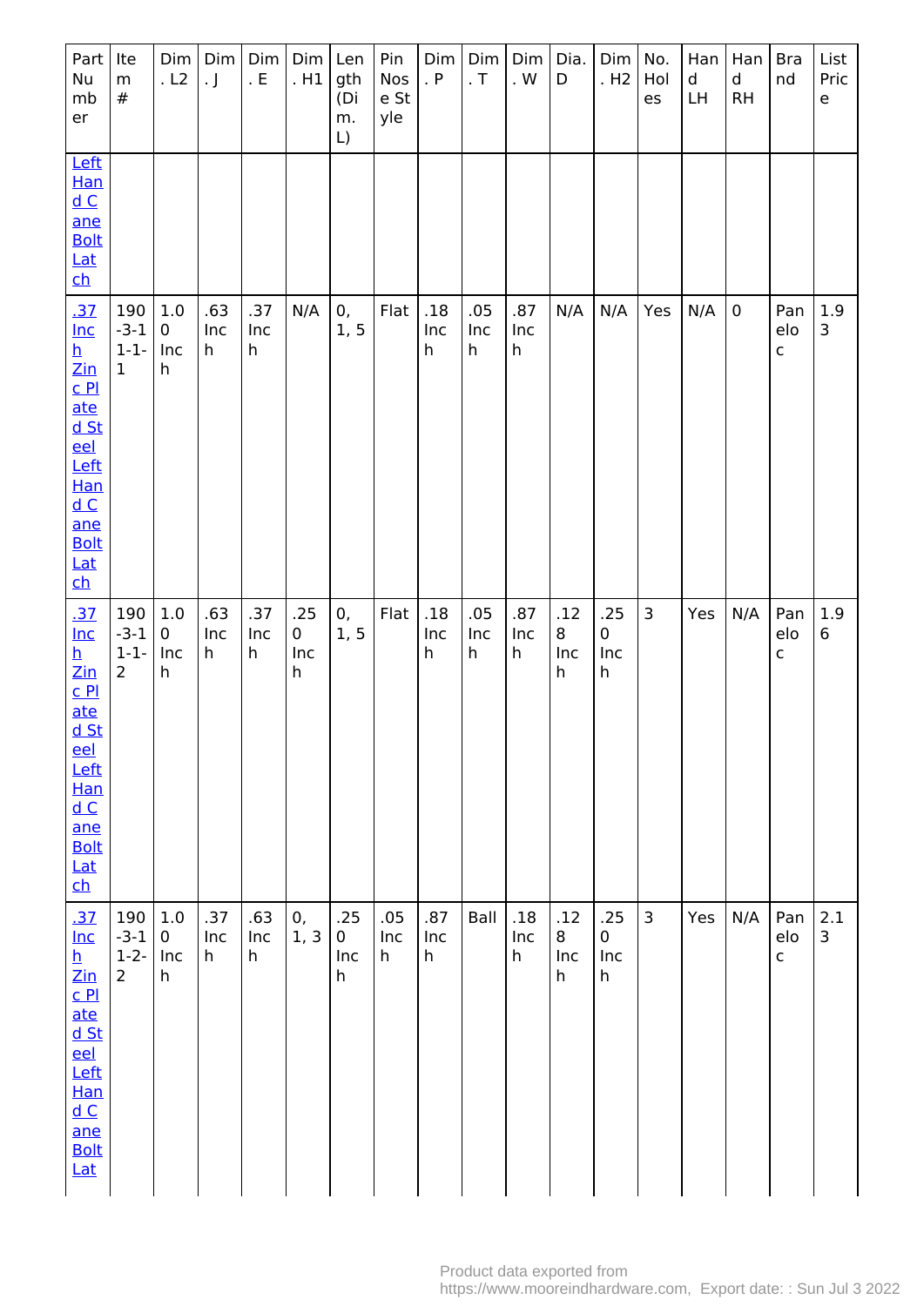| Part Number | Item # | Dim. L2 | Dim. J | Dim. E | Dim. H1 | Length (Dim. L) | Pin Nose Style | Dim. P | Dim. T | Dim. W | Dia. D | Dim. H2 | No. Holes | Hand LH | Hand RH | Brand | List Price |
|---|---|---|---|---|---|---|---|---|---|---|---|---|---|---|---|---|---|
| Left Hand Cane Bolt Latch | | | | | | | | | | | | | | | | | |
| .37 Inch Zinc Plated Steel Left Hand Cane Bolt Latch | 190-3-11-1-1 | 1.0 0 Inch | .63 Inch | .37 Inch | N/A | 0, 1, 5 | Flat | .18 Inch | .05 Inch | .87 Inch | N/A | N/A | Yes | N/A | 0 | Panelo c | 1.93 |
| .37 Inch Zinc Plated Steel Left Hand Cane Bolt Latch | 190-3-11-1-2 | 1.0 0 Inch | .63 Inch | .37 Inch | .25 0 Inch | 0, 1, 5 | Flat | .18 Inch | .05 Inch | .87 Inch | .12 8 Inch | .25 0 Inch | 3 | Yes | N/A | Panelo c | 1.96 |
| .37 Inch Zinc Plated Steel Left Hand Cane Bolt Lat | 190-3-11-2-2 | 1.0 0 Inch | .37 Inch | .63 Inch | 0, 1, 3 | .25 0 Inch | .05 Inch | .87 Inch | Ball | .18 Inch | .12 8 Inch | .25 0 Inch | 3 | Yes | N/A | Panelo c | 2.13 |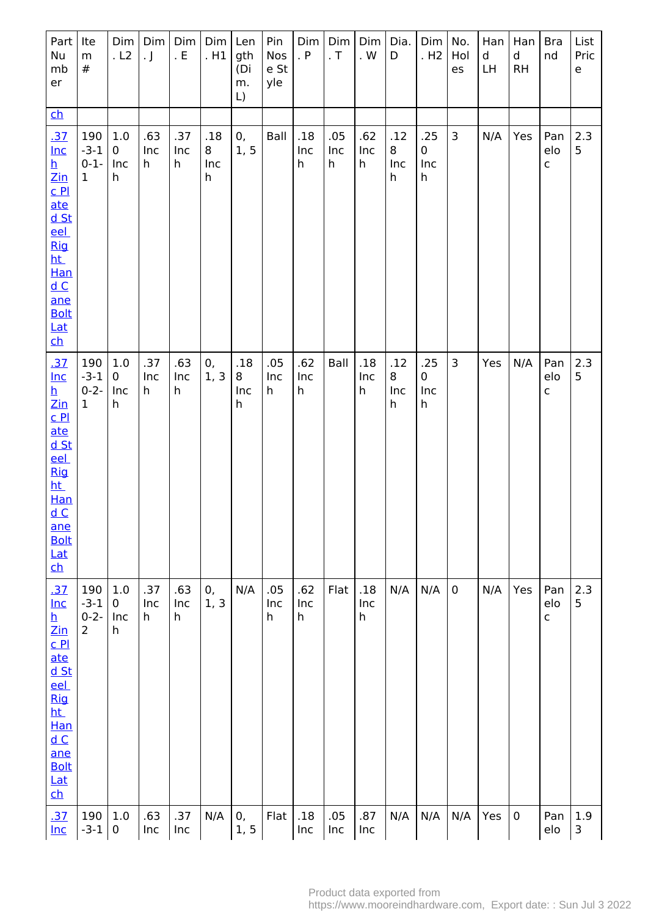| Part Number | Item # | Dim. L2 | Dim. J | Dim. E | Dim. H1 | Length (Dim. L) | Pin Nose Style | Dim. P | Dim. T | Dim. W | Dia. D | Dim. H2 | No. Holes | Hand LH | Hand RH | Brand | List Price |
|---|---|---|---|---|---|---|---|---|---|---|---|---|---|---|---|---|---|
| ch | | | | | | | | | | | | | | | | | |
| .37 Inch Zinc Plated Steel Right Hand Cane Bolt Latch | 190-3-10-1-1 | 1.0 Inch | .63 Inch | .37 Inch | .188 Inch | 0, 1, 5 | Ball | .18 Inch | .05 Inch | .62 Inch | .128 Inch | .250 Inch | 3 | N/A | Yes | Panelo c | 2.35 |
| .37 Inch Zinc Plated Steel Right Hand Cane Bolt Latch | 190-3-10-2-1 | 1.0 Inch | .37 Inch | .63 Inch | 0, 1, 3 | .188 Inch | .05 Inch | .62 Inch | Ball | .18 Inch | .128 Inch | .250 Inch | 3 | Yes | N/A | Panelo c | 2.35 |
| .37 Inch Zinc Plated Steel Right Hand Cane Bolt Latch | 190-3-10-2-2 | 1.0 Inch | .37 Inch | .63 Inch | 0, 1, 3 | N/A | .05 Inch | .62 Inch | Flat | .18 Inch | N/A | N/A | 0 | N/A | Yes | Panelo c | 2.35 |
| .37 Inc | 190-3-1 | 1.0 | .63 Inc | .37 Inc | N/A | 0, 1, 5 | Flat | .18 Inc | .05 Inc | .87 Inc | N/A | N/A | N/A | Yes | 0 | Panelo | 1.93 |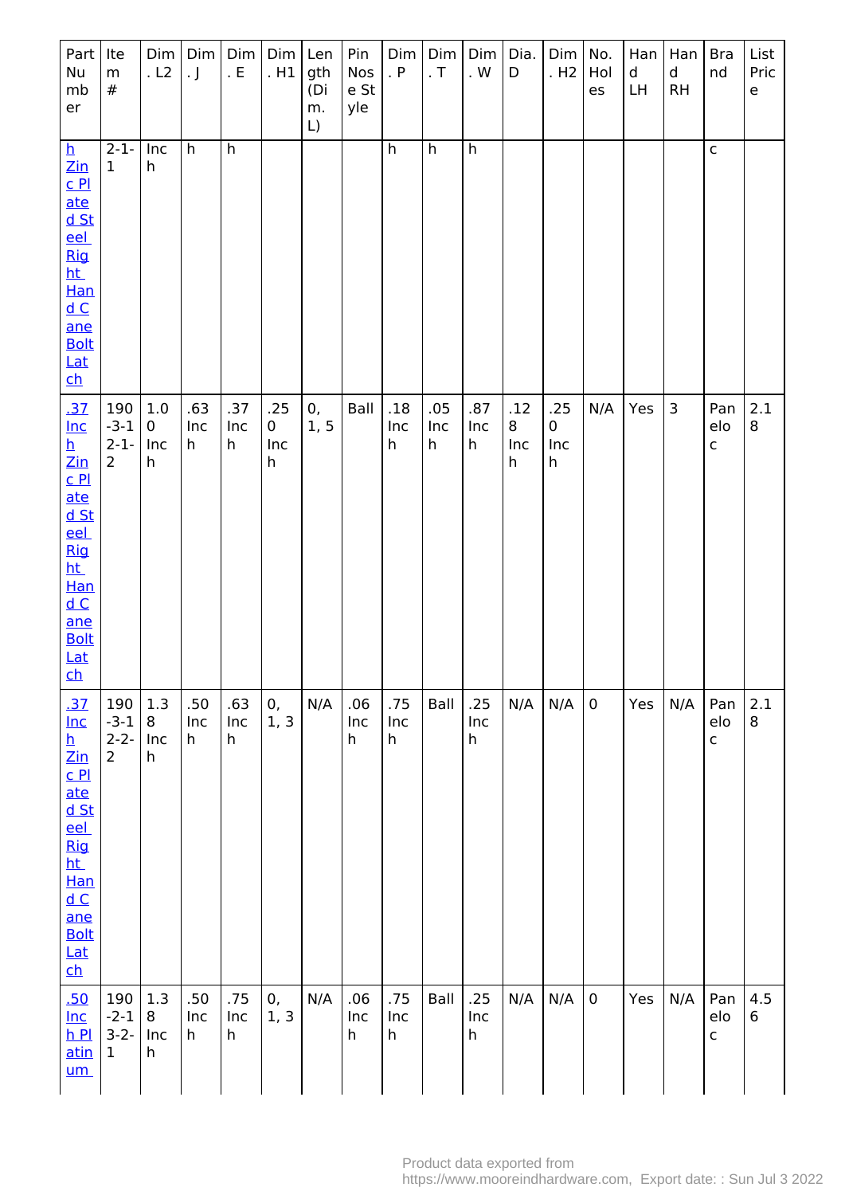| Part Number | Item # | Dim. L2 | Dim. J | Dim. E | Dim. H1 | Length (Dim. L) | Pin Nose Style | Dim. P | Dim. T | Dim. W | Dia. D | Dim. H2 | No. Holes | Hand LH | Hand RH | Brand | List Price |
|---|---|---|---|---|---|---|---|---|---|---|---|---|---|---|---|---|---|
| h Zinc Plated Steel Right Hand Cane Bolt Latch | 2-1-1 | Inch | h | h | | | | h | h | h | | | | | | c | |
| .37 Inch Zinc Plated Steel Right Hand Cane Bolt Latch | 190-3-12-1-2 | 1.00 Inch | .63 Inch | .37 Inch | .250 Inch | 0, 1, 5 | Ball | .18 Inch | .05 Inch | .87 Inch | .128 Inch | .250 Inch | N/A | Yes | 3 | Panelo c | 2.18 |
| .37 Inch Zinc Plated Steel Right Hand Cane Bolt Latch | 190-3-12-2-2 | 1.38 Inch | .50 Inch | .63 Inch | 0, 1, 3 | N/A | .06 Inch | .75 Inch | Ball | .25 Inch | N/A | N/A | 0 | Yes | N/A | Panelo c | 2.18 |
| .50 Inch Platinum | 190-2-13-2-1 | 1.38 Inch | .50 Inch | .75 Inch | 0, 1, 3 | N/A | .06 Inch | .75 Inch | Ball | .25 Inch | N/A | N/A | 0 | Yes | N/A | Panelo c | 4.56 |

Product data exported from https://www.mooreindhardware.com, Export date: : Sun Jul 3 2022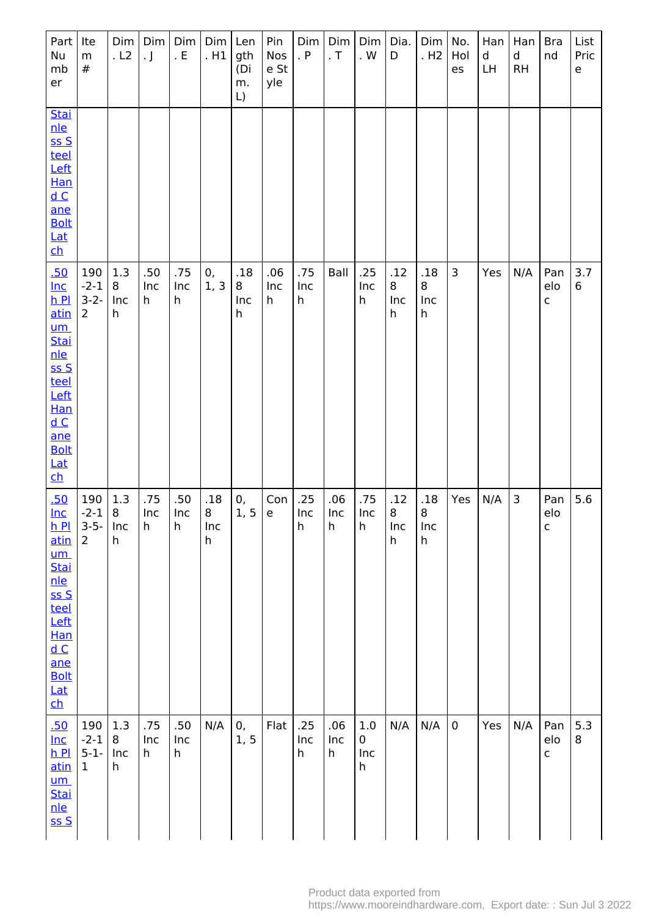| Part Number | Item # | Dim. L2 | Dim. J | Dim. E | Dim. H1 | Length (Dim. L) | Pin Nose Style | Dim. P | Dim. T | Dim. W | Dia. D | Dim. H2 | No. Holes | Hand LH | Hand RH | Brand | List Price |
|---|---|---|---|---|---|---|---|---|---|---|---|---|---|---|---|---|---|
| Stainless Steel Left Hand Cane Bolt Latch | | | | | | | | | | | | | | | | | |
| .50 Inch Platinum Stainless Steel Left Hand Cane Bolt Latch | 190-2-13-2-2 | 1.38 Inch | .50 Inch | .75 Inch | 0, 1, 3 | .188 Inch | .06 Inch | .75 Inch | Ball | .25 Inch | .128 Inch | .188 Inch | 3 | Yes | N/A | Panelo c | 3.76 |
| .50 Inch Platinum Stainless Steel Left Hand Cane Bolt Latch | 190-2-13-5-2 | 1.38 Inch | .75 Inch | .50 Inch | .188 Inch | 0, 1, 5 | Cone | .25 Inch | .06 Inch | .75 Inch | .128 Inch | .188 Inch | Yes | N/A | 3 | Panelo c | 5.6 |
| .50 Inch Platinum Stainless S | 190-2-15-1-1 | 1.38 Inch | .75 Inch | .50 Inch | N/A | 0, 1, 5 | Flat | .25 Inch | .06 Inch | 1.00 Inch | N/A | N/A | 0 | Yes | N/A | Panelo c | 5.38 |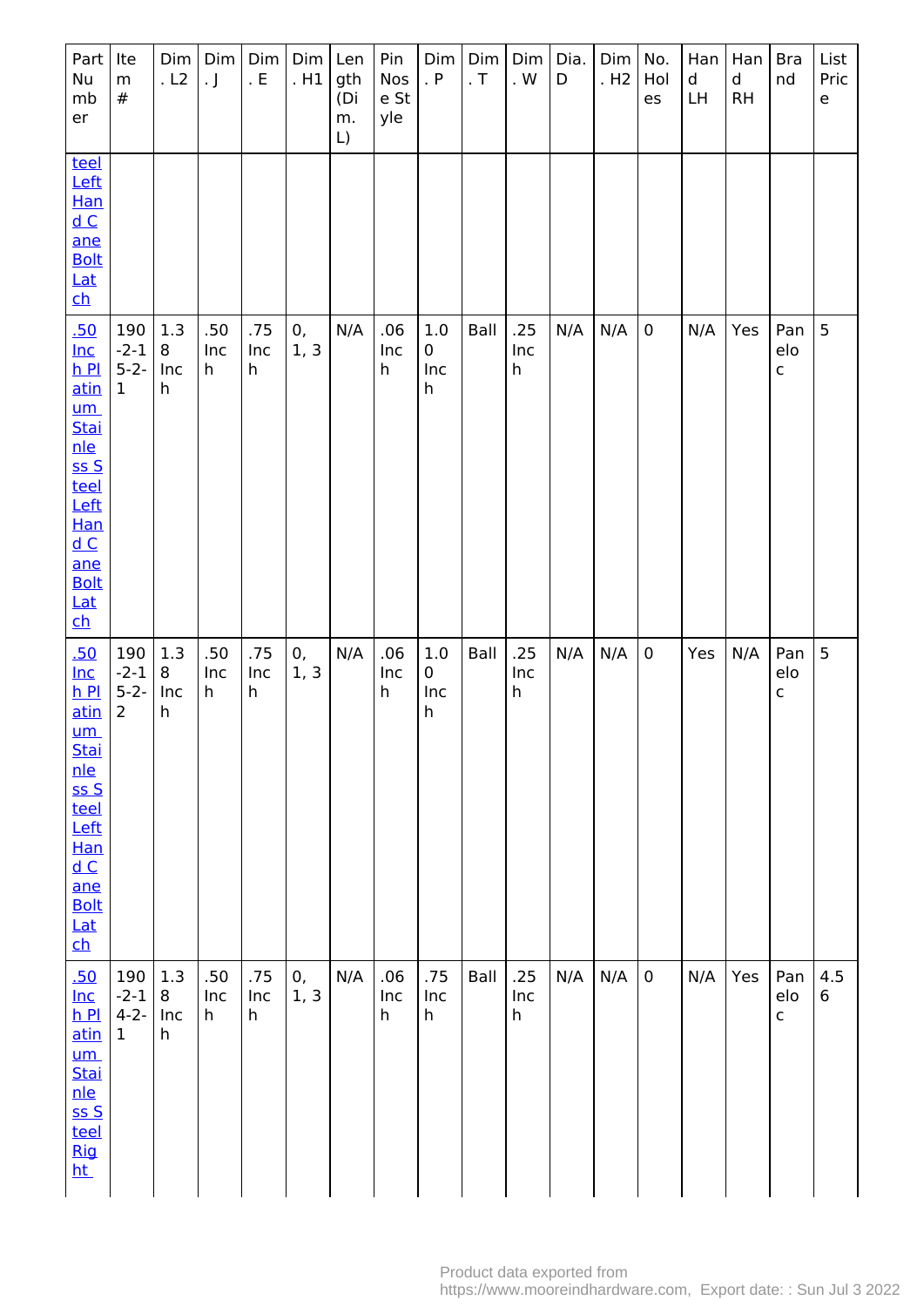| Part Number | Item # | Dim. L2 | Dim. J | Dim. E | Dim. H1 | Length (Dim. L) | Pin Nose Style | Dim. P | Dim. T | Dim. W | Dia. D | Dim. H2 | No. Holes | Hand LH | Hand RH | Brand | List Price |
|---|---|---|---|---|---|---|---|---|---|---|---|---|---|---|---|---|---|
| teel Left Hand Cane Bolt Latch | | | | | | | | | | | | | | | | | |
| .50 Inch Platinum Stainless Steel Left Hand Cane Bolt Latch | 190-2-15-2-1 | 1.38 Inch | .50 Inch | .75 Inch | 0, 1, 3 | N/A | .06 Inch | 1.00 Inch | Ball | .25 Inch | N/A | N/A | 0 | N/A | Yes | Paneloc | 5 |
| .50 Inch Platinum Stainless Steel Left Hand Cane Bolt Latch | 190-2-15-2-2 | 1.38 Inch | .50 Inch | .75 Inch | 0, 1, 3 | N/A | .06 Inch | 1.00 Inch | Ball | .25 Inch | N/A | N/A | 0 | Yes | N/A | Paneloc | 5 |
| .50 Inch Platinum Stainless Steel Right | 190-2-14-2-1 | 1.38 Inch | .50 Inch | .75 Inch | 0, 1, 3 | N/A | .06 Inch | .75 Inch | Ball | .25 Inch | N/A | N/A | 0 | N/A | Yes | Paneloc | 4.56 |

Product data exported from https://www.mooreindhardware.com, Export date: : Sun Jul 3 2022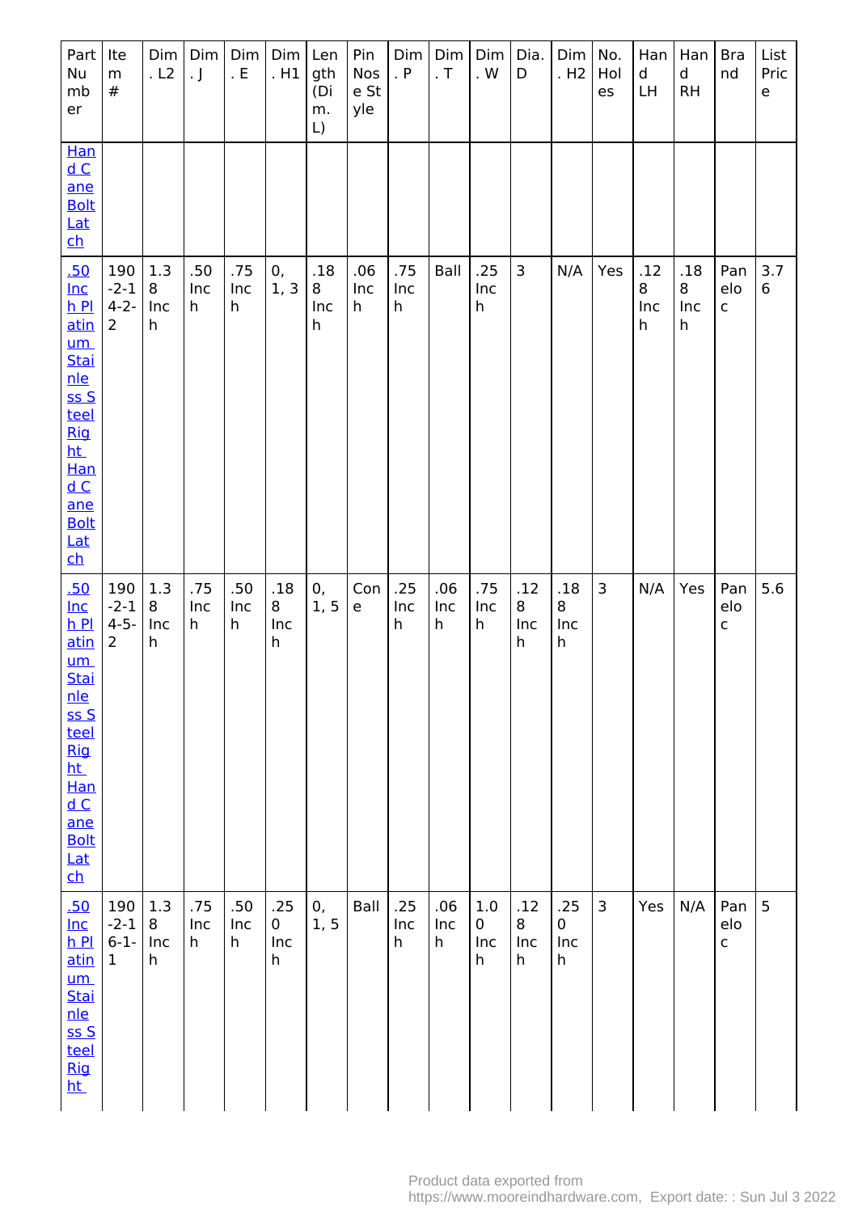| Part Number | Item # | Dim. L2 | Dim. J | Dim. E | Dim. H1 | Length (Dim. L) | Pin Nose Style | Dim. P | Dim. T | Dim. W | Dia. D | Dim. H2 | No. Holes | Hand LH | Hand RH | Brand | List Price |
|---|---|---|---|---|---|---|---|---|---|---|---|---|---|---|---|---|---|
| Hand Cane Bolt Latch | | | | | | | | | | | | | | | | | |
| .50 Inch Platinum Stainless Steel Right Hand Cane Bolt Latch | 190-2-14-2-2 | 1.38 Inch | .50 Inch | .75 Inch | 0, 1, 3 | .188 Inch | .06 Inch | .75 Inch | Ball | .25 Inch | 3 | N/A | Yes | .128 Inch | .188 Inch | Paneloc | 3.76 |
| .50 Inch Platinum Stainless Steel Right Hand Cane Bolt Latch | 190-2-14-5-2 | 1.38 Inch | .75 Inch | .50 Inch | .188 Inch | 0, 1, 5 | Cone | .25 Inch | .06 Inch | .75 Inch | .128 Inch | .188 Inch | 3 | N/A | Yes | Paneloc | 5.6 |
| .50 Inch Platinum Stainless Steel Right | 190-2-16-1-1 | 1.38 Inch | .75 Inch | .50 Inch | .250 Inch | 0, 1, 5 | Ball | .25 Inch | .06 Inch | 1.00 Inch | .128 Inch | .250 Inch | 3 | Yes | N/A | Paneloc | 5 |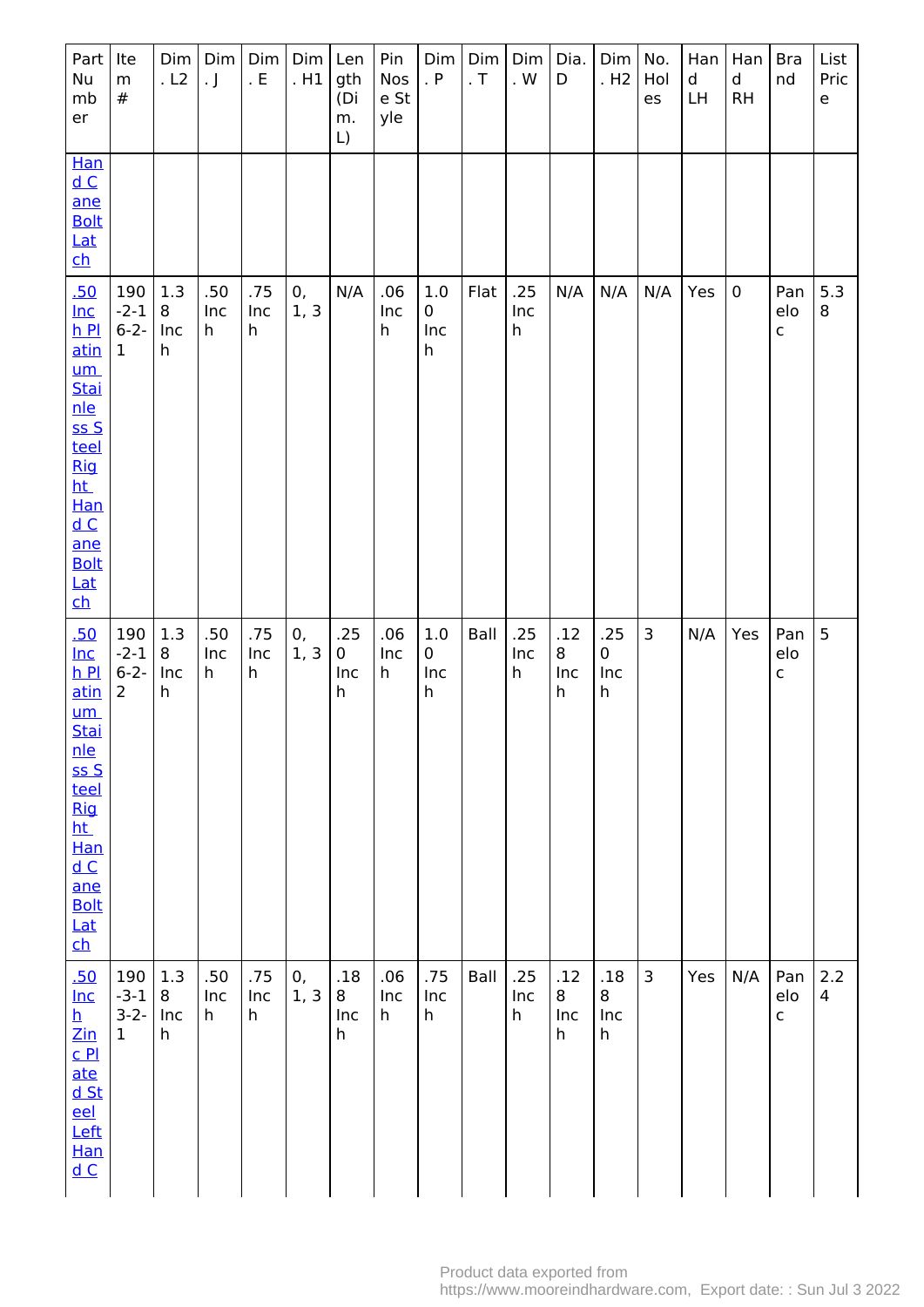| Part Number | Item # | Dim. L2 | Dim. J | Dim. E | Dim. H1 | Length (Dim. L) | Pin Nose Style | Dim. P | Dim. T | Dim. W | Dia. D | Dim. H2 | No. Holes | Hand LH | Hand RH | Brand | List Price |
|---|---|---|---|---|---|---|---|---|---|---|---|---|---|---|---|---|---|
| Hand Cane Bolt Latch | | | | | | | | | | | | | | | | | |
| .50 Inch Platinum Stainless Steel Right Hand Cane Bolt Latch | 190-216-2-1 | 1.38 Inch | .50 Inch | .75 Inch | 0, 1, 3 | N/A | .06 Inch | 1.00 Inch | Flat | .25 Inch | N/A | N/A | N/A | Yes | 0 | Panelo c | 5.38 |
| .50 Inch Platinum Stainless Steel Right Hand Cane Bolt Latch | 190-216-2-2 | 1.38 Inch | .50 Inch | .75 Inch | 0, 1, 3 | .250 Inch | .06 Inch | 1.00 Inch | Ball | .25 Inch | .128 Inch | .250 Inch | 3 | N/A | Yes | Panelo c | 5 |
| .50 Inch Zinc Plated Steel Left Hand C | 190-313-2-1 | 1.38 Inch | .50 Inch | .75 Inch | 0, 1, 3 | .188 Inch | .06 Inch | .75 Inch | Ball | .25 Inch | .128 Inch | .188 Inch | 3 | Yes | N/A | Panelo c | 2.24 |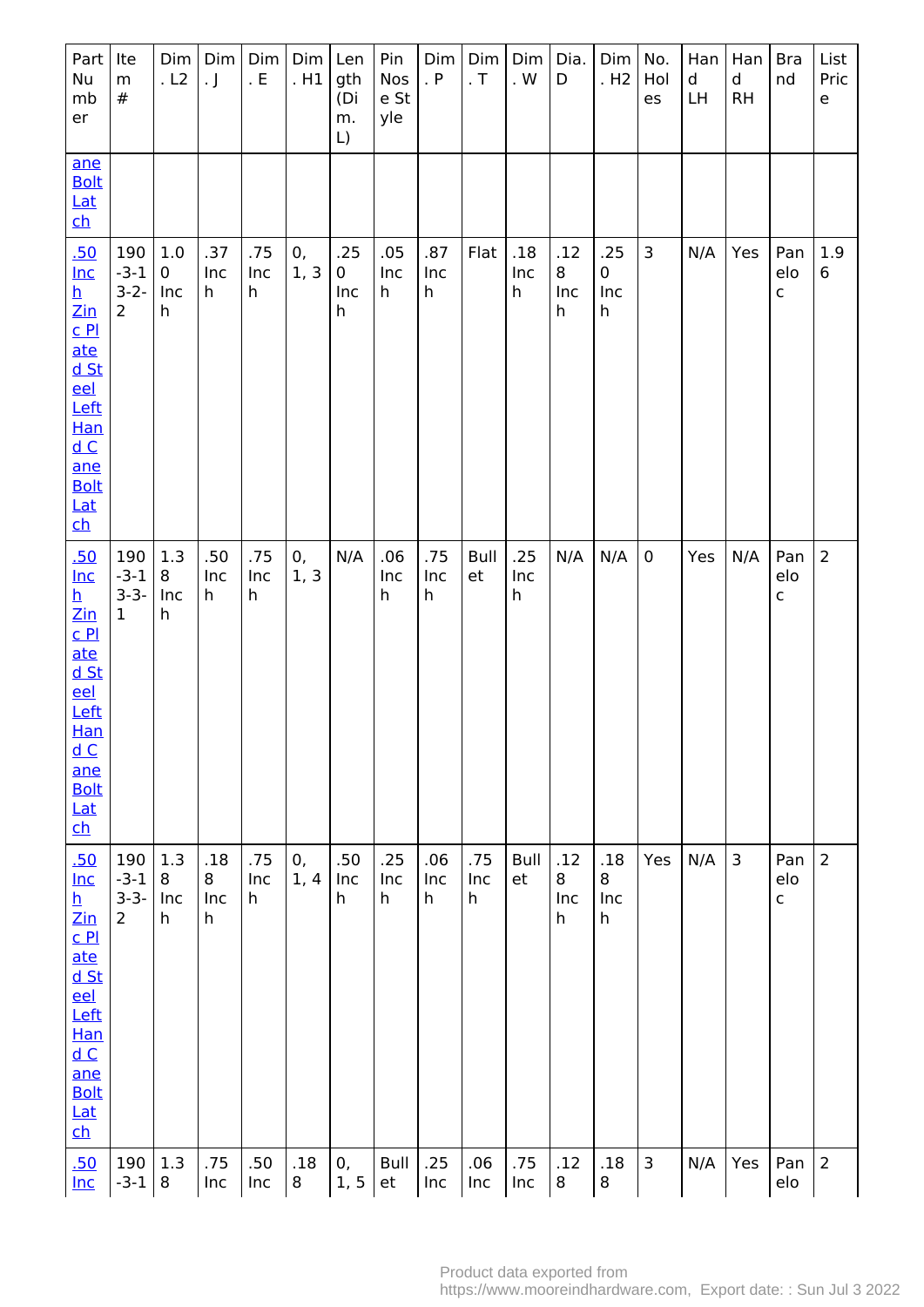| Part Number | Item # | Dim. L2 | Dim. J | Dim. E | Dim. H1 | Length (Dim. L) | Pin Nose Style | Dim. P | Dim. T | Dim. W | Dia. D | Dim. H2 | No. Holes | Hand LH | Hand RH | Brand | List Price |
|---|---|---|---|---|---|---|---|---|---|---|---|---|---|---|---|---|---|
| ane Bolt Latch | | | | | | | | | | | | | | | | | |
| .50 Inch Zinc Plated Steel Left Hand Cane Bolt Latch | 190-3-13-2-2 | 1.00 Inch | .37 Inch | .75 Inch | 0, 1, 3 | .250 Inch | .05 Inch | .87 Inch | Flat | .18 Inch | .128 Inch | .250 Inch | 3 | N/A | Yes | Panelo c | 1.96 |
| .50 Inch Zinc Plated Steel Left Hand Cane Bolt Latch | 190-3-13-3-1 | 1.38 Inch | .50 Inch | .75 Inch | 0, 1, 3 | N/A | .06 Inch | .75 Inch | Bullet | .25 Inch | N/A | N/A | 0 | Yes | N/A | Panelo c | 2 |
| .50 Inch Zinc Plated Steel Left Hand Cane Bolt Latch | 190-3-13-3-2 | 1.38 | .188 Inch | .75 Inch | 0, 1, 4 | .50 Inch | .25 Inch | .06 Inch | .75 Inch | Bullet | .128 Inch | .188 Inch | Yes | N/A | 3 | Panelo c | 2 |
| .50 Inc | 190-3-1 | 1.38 | .75 Inc | .50 Inc | .188 | 0, 1, 5 | Bullet | .25 Inc | .06 Inc | .75 Inc | .128 | .188 | 3 | N/A | Yes | Panelo | 2 |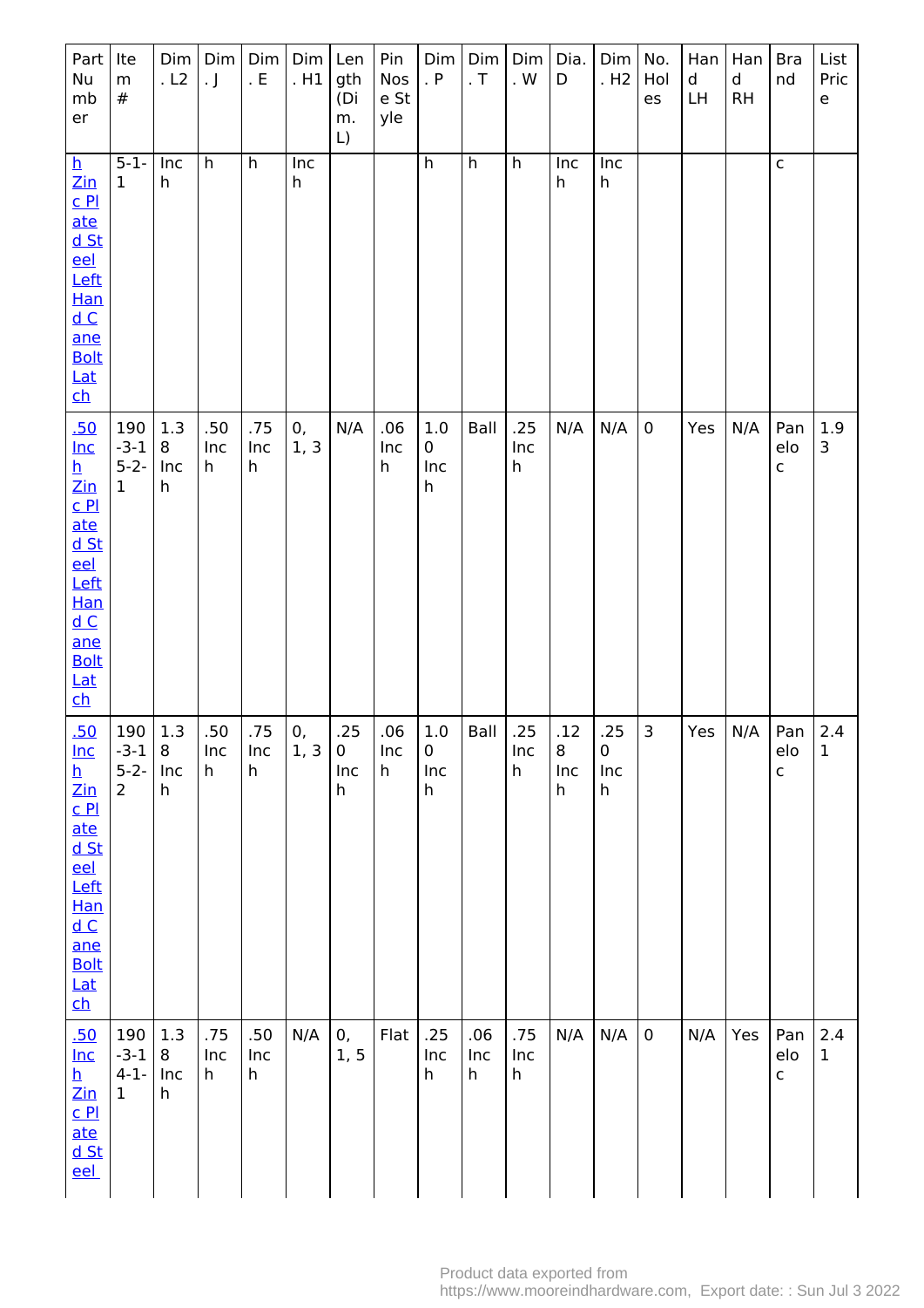| Part Number | Item # | Dim. L2 | Dim. J | Dim. E | Dim. H1 | Length (Dim. L) | Pin Nose Style | Dim. P | Dim. T | Dim. W | Dia. D | Dim. H2 | No. Holes | Hand LH | Hand RH | Brand | List Price |
|---|---|---|---|---|---|---|---|---|---|---|---|---|---|---|---|---|---|
| h Zinc Plated Steel Left Hand Cane Bolt Latch | 5-1-1 | Inch | h | h | Inch | | | h | h | h | Inch | Inch | | | | c | |
| .50 Inch Zinc Plated Steel Left Hand Cane Bolt Latch | 190-3-15-2-1 | 1.38 Inch | .50 Inch | .75 Inch | 0, 1, 3 | N/A | .06 Inch | 1.00 Inch | Ball | .25 Inch | N/A | N/A | 0 | Yes | N/A | Panelo c | 1.93 |
| .50 Inch Zinc Plated Steel Left Hand Cane Bolt Latch | 190-3-15-2-2 | 1.38 Inch | .50 Inch | .75 Inch | 0, 1, 3 | .250 Inch | .06 Inch | 1.00 Inch | Ball | .25 Inch | .128 Inch | .250 Inch | 3 | Yes | N/A | Panelo c | 2.41 |
| .50 Inch Zinc Plated Steel | 190-3-14-1-1 | 1.38 Inch | .75 Inch | .50 Inch | N/A | 0, 1, 5 | Flat | .25 Inch | .06 Inch | .75 Inch | N/A | N/A | 0 | N/A | Yes | Panelo c | 2.41 |

Product data exported from https://www.mooreindhardware.com, Export date: : Sun Jul 3 2022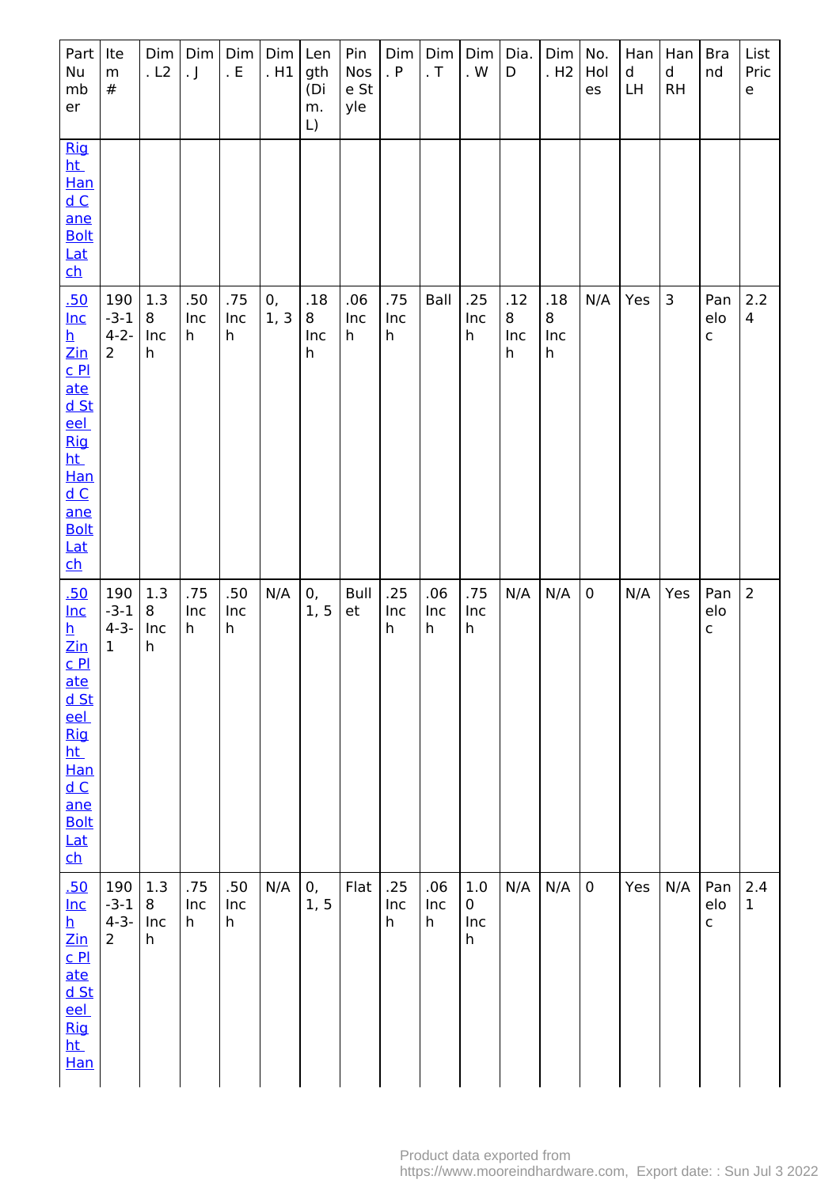| Part Number | Item # | Dim. L2 | Dim. J | Dim. E | Dim. H1 | Length (Dim. L) | Pin Nose Style | Dim. P | Dim. T | Dim. W | Dia. D | Dim. H2 | No. Holes | Hand LH | Hand RH | Brand | List Price |
|---|---|---|---|---|---|---|---|---|---|---|---|---|---|---|---|---|---|
| Right Hand Cane Bolt Latch | | | | | | | | | | | | | | | | | |
| .50 Inch Zinc Plated Steel Right Hand Cane Bolt Latch | 190-3-14-2-2 | 1.38 Inch | .50 Inch | .75 Inch | 0, 1, 3 | .188 Inch | .06 Inch | .75 Inch | Ball | .25 Inch | .128 Inch | .188 Inch | N/A | Yes | 3 | Panelo c | 2.24 |
| .50 Inch Zinc Plated Steel Right Hand Cane Bolt Latch | 190-3-14-3-1 | 1.38 Inch | .75 Inch | .50 Inch | N/A | 0, 1, 5 | Bullet | .25 Inch | .06 Inch | .75 Inch | N/A | N/A | 0 | N/A | Yes | Panelo c | 2 |
| .50 Inch Zinc Plated Steel Right Han | 190-3-14-3-2 | 1.38 Inch | .75 Inch | .50 Inch | N/A | 0, 1, 5 | Flat | .25 Inch | .06 Inch | 1.00 Inch | N/A | N/A | 0 | Yes | N/A | Panelo c | 2.41 |

Product data exported from https://www.mooreindhardware.com, Export date: : Sun Jul 3 2022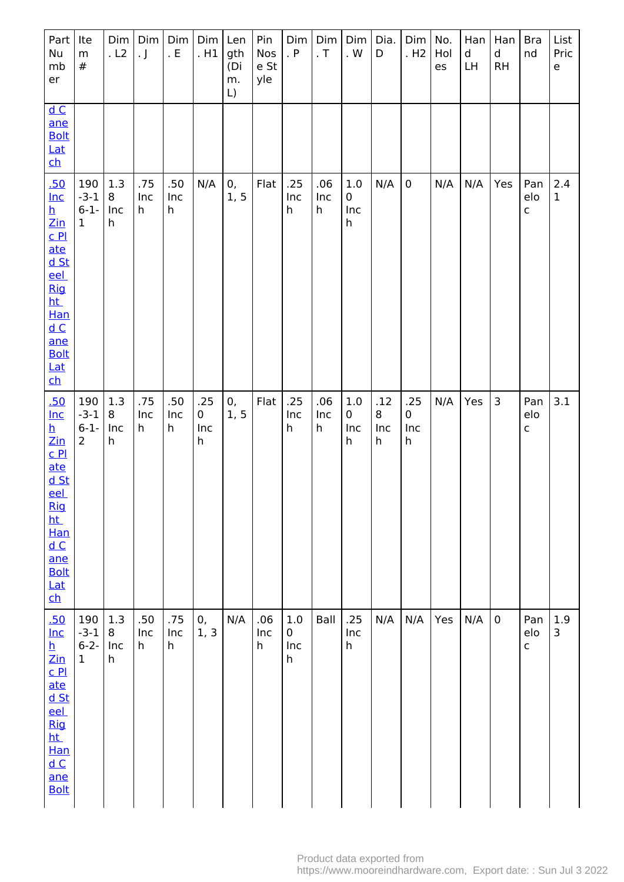| Part Number | Item # | Dim. L2 | Dim. J | Dim. E | Dim. H1 | Length (Dim. L) | Pin Nose Style | Dim. P | Dim. T | Dim. W | Dia. D | Dim. H2 | No. Holes | Hand LH | Hand RH | Brand | List Price |
|---|---|---|---|---|---|---|---|---|---|---|---|---|---|---|---|---|---|
| d Cane Bolt Latch | | | | | | | | | | | | | | | | | |
| .50 Inch Zinc Plated Steel Right Hand Cane Bolt Latch | 190-3-16-1-1 | 1.38 Inch | .75 Inch | .50 Inch | N/A | 0, 1, 5 | Flat | .25 Inch | .06 Inch | 1.00 Inch | N/A | 0 | N/A | N/A | Yes | Panelo c | 2.41 |
| .50 Inch Zinc Plated Steel Right Hand Cane Bolt Latch | 190-3-16-1-2 | 1.38 Inch | .75 Inch | .50 Inch | .250 Inch | 0, 1, 5 | Flat | .25 Inch | .06 Inch | 1.00 Inch | .128 Inch | .250 Inch | N/A | Yes | 3 | Panelo c | 3.1 |
| .50 Inch Zinc Plated Steel Right Hand Cane Bolt | 190-3-16-2-1 | 1.38 Inch | .50 Inch | .75 Inch | 0, 1, 3 | N/A | .06 Inch | 1.00 Inch | Ball | .25 Inch | N/A | N/A | Yes | N/A | 0 | Panelo c | 1.93 |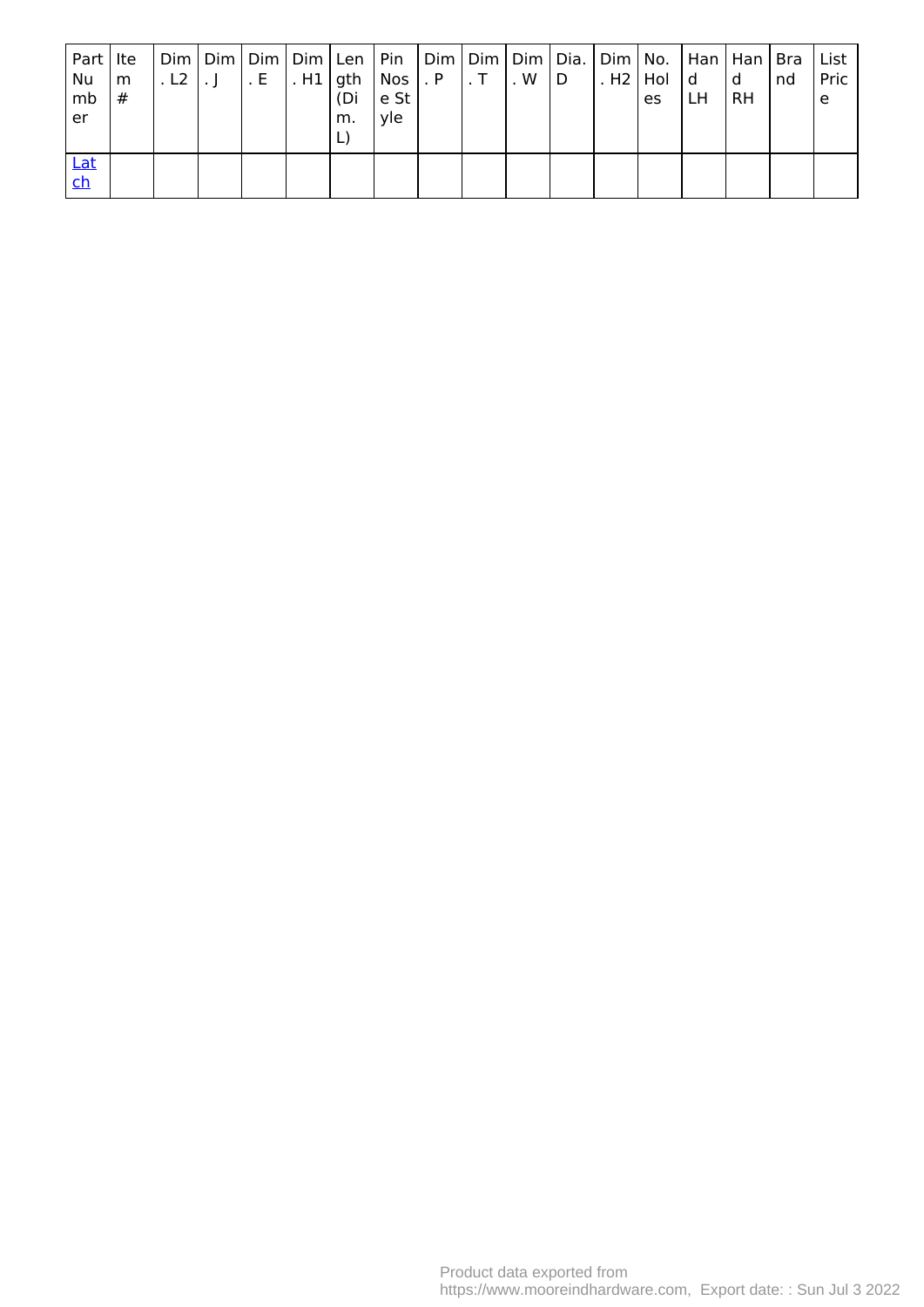| Part Number | Item # | Dim. L2 | Dim. J | Dim. E | Dim. H1 | Length (Dim. L) | Pin Nose Style | Dim. P | Dim. T | Dim. W | Dia. D | Dim. H2 | No. Holes | Hand LH | Hand RH | Brand | List Price |
|---|---|---|---|---|---|---|---|---|---|---|---|---|---|---|---|---|---|
| Latch | | | | | | | | | | | | | | | | | |

Product data exported from https://www.mooreindhardware.com, Export date: : Sun Jul 3 2022